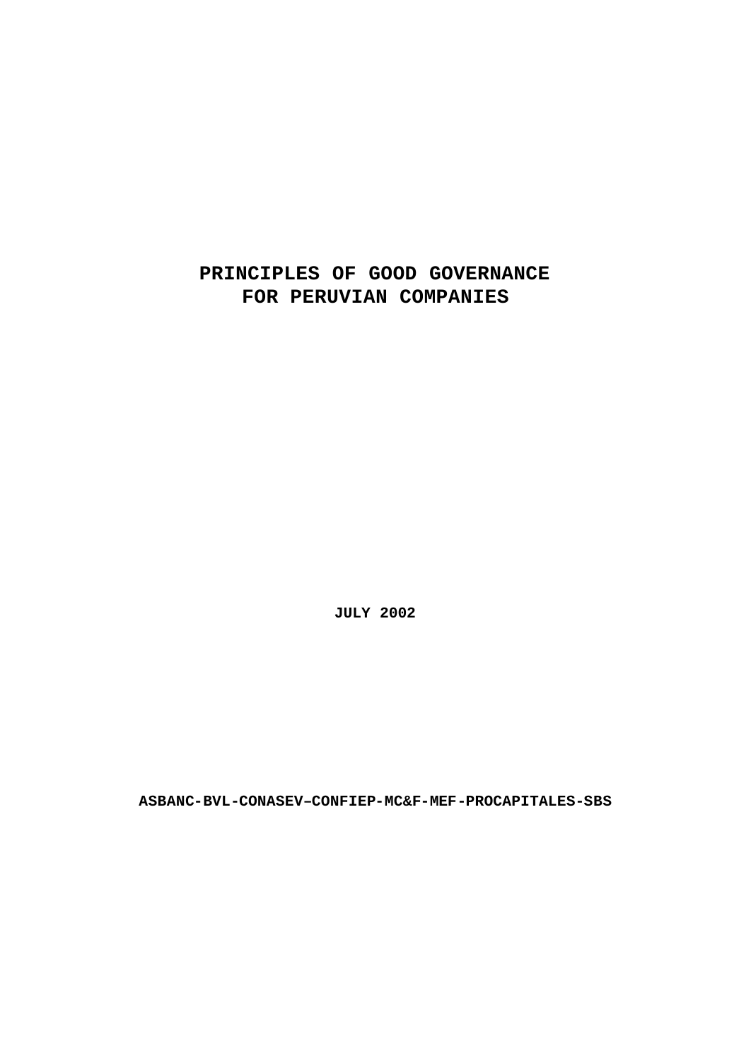# PRINCIPLES OF GOOD GOVERNANCE FOR PERUVIAN COMPANIES

**JULY 2002**

**ASBANC-BVL-CONASEV–CONFIEP-MC&F-MEF-PROCAPITALES-SBS**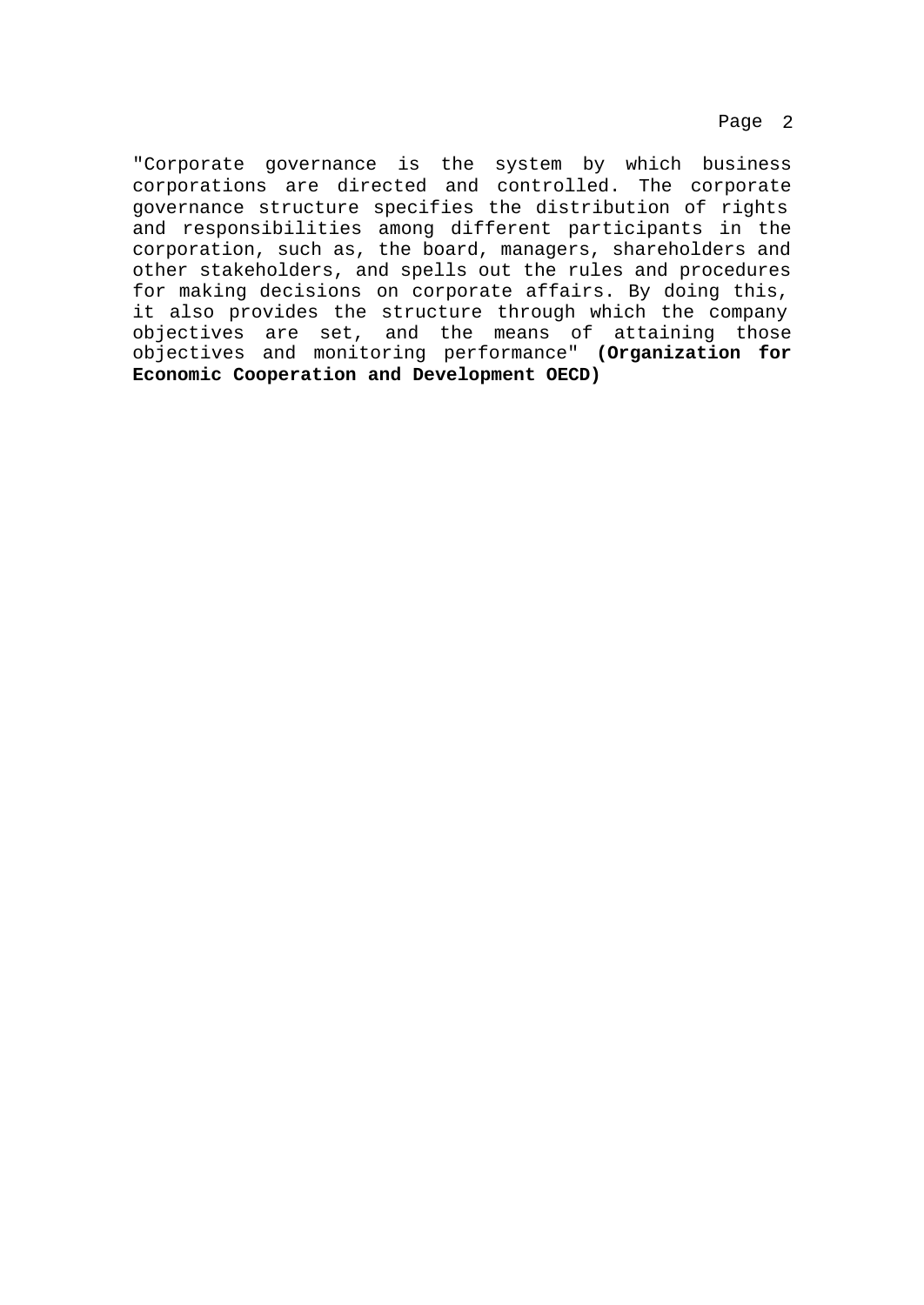"Corporate governance is the system by which business corporations are directed and controlled. The corporate governance structure specifies the distribution of rights and responsibilities among different participants in the corporation, such as, the board, managers, shareholders and other stakeholders, and spells out the rules and procedures for making decisions on corporate affairs. By doing this, it also provides the structure through which the company objectives are set, and the means of attaining those objectives and monitoring performance" **(Organization for Economic Cooperation and Development OECD)**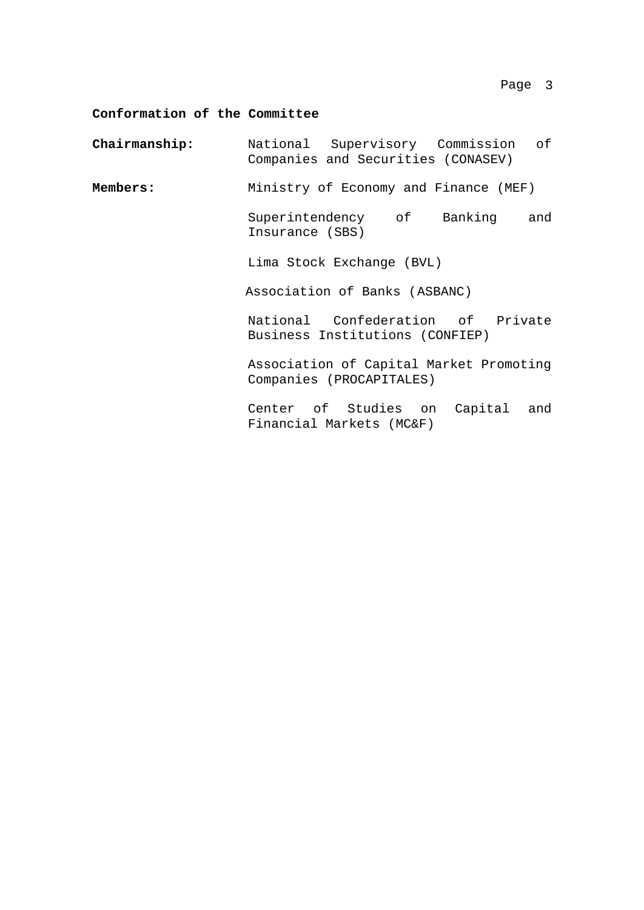**Conformation of the Committee**

**Chairmanship:** National Supervisory Commission of Companies and Securities (CONASEV)

**Members:** Ministry of Economy and Finance (MEF)

Superintendency of Banking and Insurance (SBS)

Lima Stock Exchange (BVL)

Association of Banks (ASBANC)

National Confederation of Private Business Institutions (CONFIEP)

Association of Capital Market Promoting Companies (PROCAPITALES)

Center of Studies on Capital and Financial Markets (MC&F)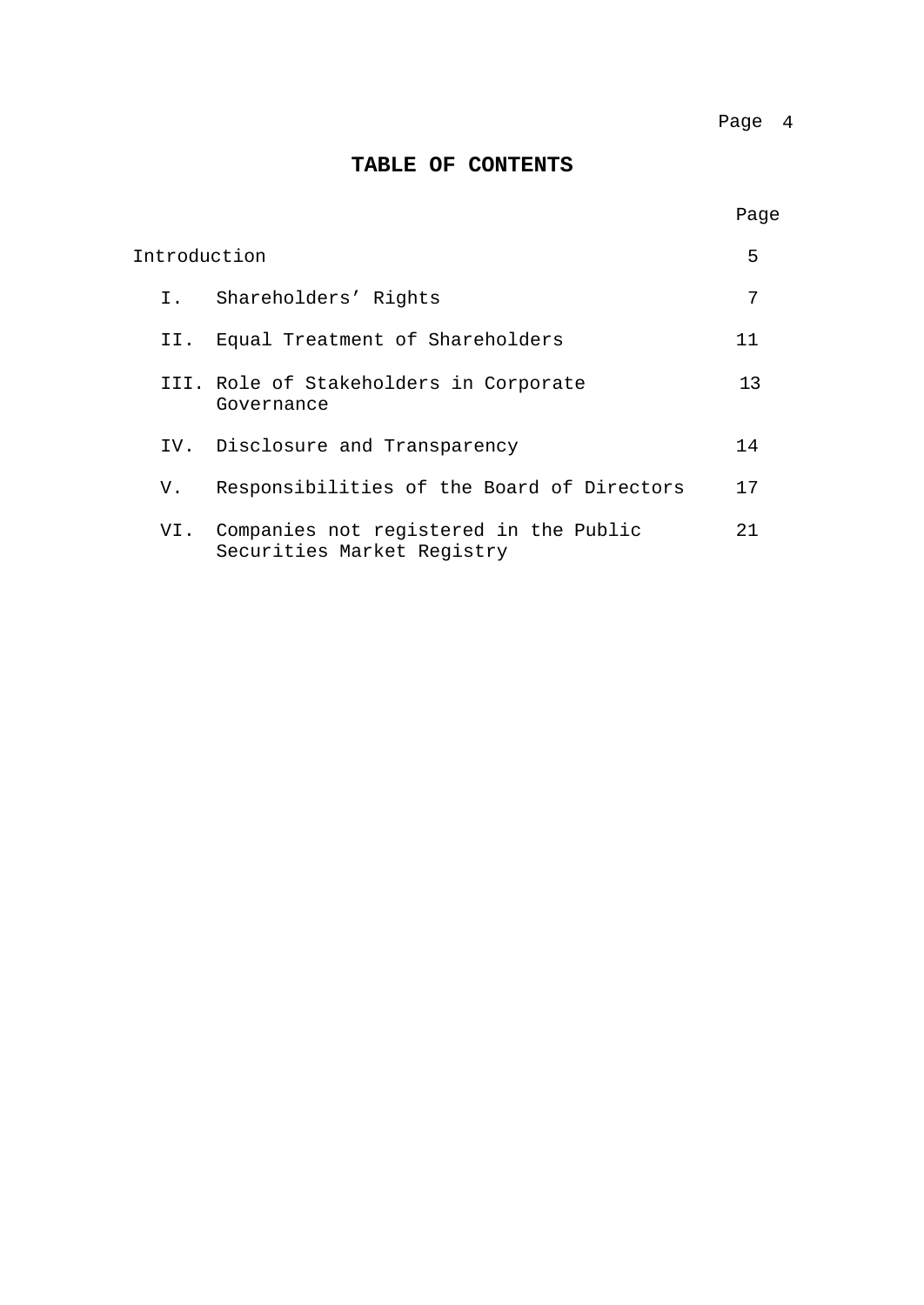# TABLE OF CONTENTS

| | | Page |
|---|---|---|
| Introduction | | 5 |
| I. | Shareholders' Rights | 7 |
| II. | Equal Treatment of Shareholders | 11 |
| III. | Role of Stakeholders in Corporate Governance | 13 |
| IV. | Disclosure and Transparency | 14 |
| V. | Responsibilities of the Board of Directors | 17 |
| VI. | Companies not registered in the Public Securities Market Registry | 21 |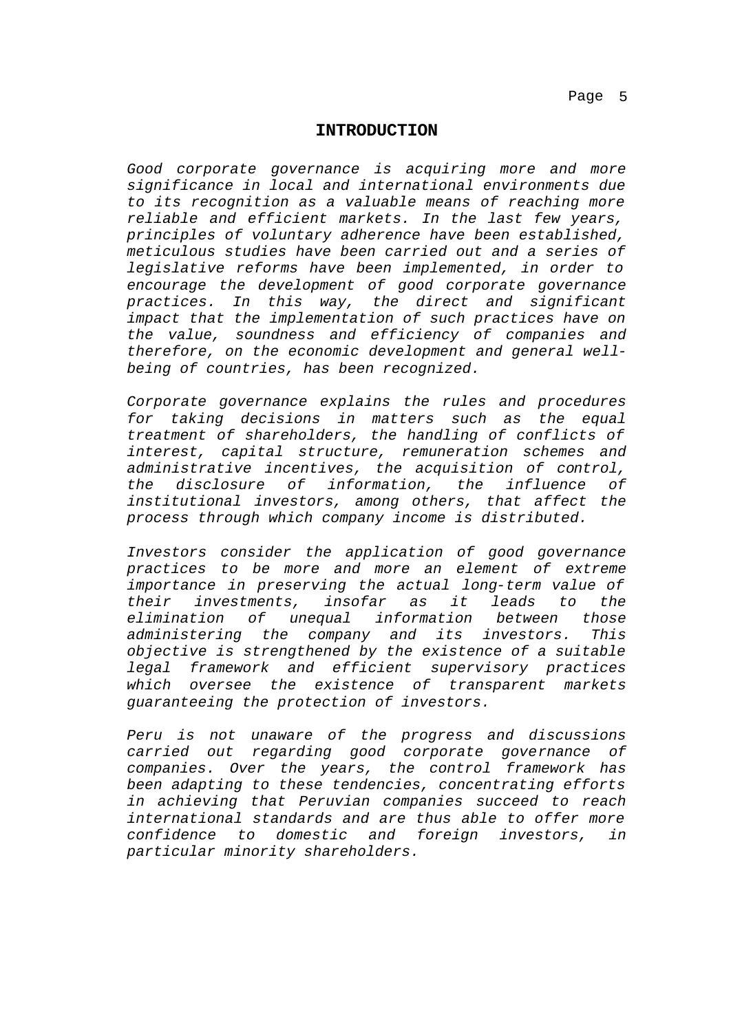# INTRODUCTION

*Good corporate governance is acquiring more and more significance in local and international environments due to its recognition as a valuable means of reaching more reliable and efficient markets. In the last few years, principles of voluntary adherence have been established, meticulous studies have been carried out and a series of legislative reforms have been implemented, in order to encourage the development of good corporate governance practices. In this way, the direct and significant impact that the implementation of such practices have on the value, soundness and efficiency of companies and therefore, on the economic development and general well-being of countries, has been recognized.*

*Corporate governance explains the rules and procedures for taking decisions in matters such as the equal treatment of shareholders, the handling of conflicts of interest, capital structure, remuneration schemes and administrative incentives, the acquisition of control, the disclosure of information, the influence of institutional investors, among others, that affect the process through which company income is distributed.*

*Investors consider the application of good governance practices to be more and more an element of extreme importance in preserving the actual long-term value of their investments, insofar as it leads to the elimination of unequal information between those administering the company and its investors. This objective is strengthened by the existence of a suitable legal framework and efficient supervisory practices which oversee the existence of transparent markets guaranteeing the protection of investors.*

*Peru is not unaware of the progress and discussions carried out regarding good corporate governance of companies. Over the years, the control framework has been adapting to these tendencies, concentrating efforts in achieving that Peruvian companies succeed to reach international standards and are thus able to offer more confidence to domestic and foreign investors, in particular minority shareholders.*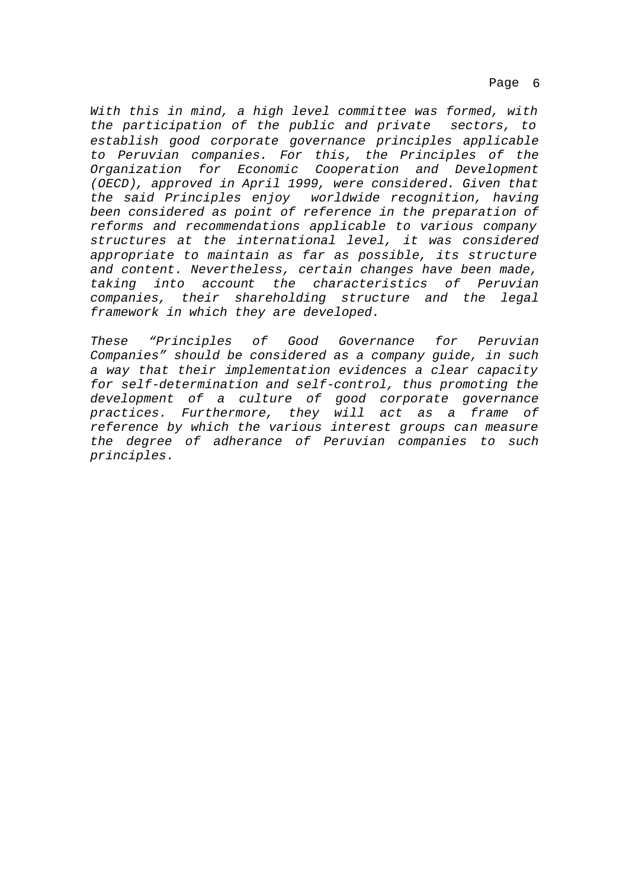*With this in mind, a high level committee was formed, with the participation of the public and private sectors, to establish good corporate governance principles applicable to Peruvian companies. For this, the Principles of the Organization for Economic Cooperation and Development (OECD), approved in April 1999, were considered. Given that the said Principles enjoy worldwide recognition, having been considered as point of reference in the preparation of reforms and recommendations applicable to various company structures at the international level, it was considered appropriate to maintain as far as possible, its structure and content. Nevertheless, certain changes have been made, taking into account the characteristics of Peruvian companies, their shareholding structure and the legal framework in which they are developed.*

*These "Principles of Good Governance for Peruvian Companies" should be considered as a company guide, in such a way that their implementation evidences a clear capacity for self-determination and self-control, thus promoting the development of a culture of good corporate governance practices. Furthermore, they will act as a frame of reference by which the various interest groups can measure the degree of adherance of Peruvian companies to such principles.*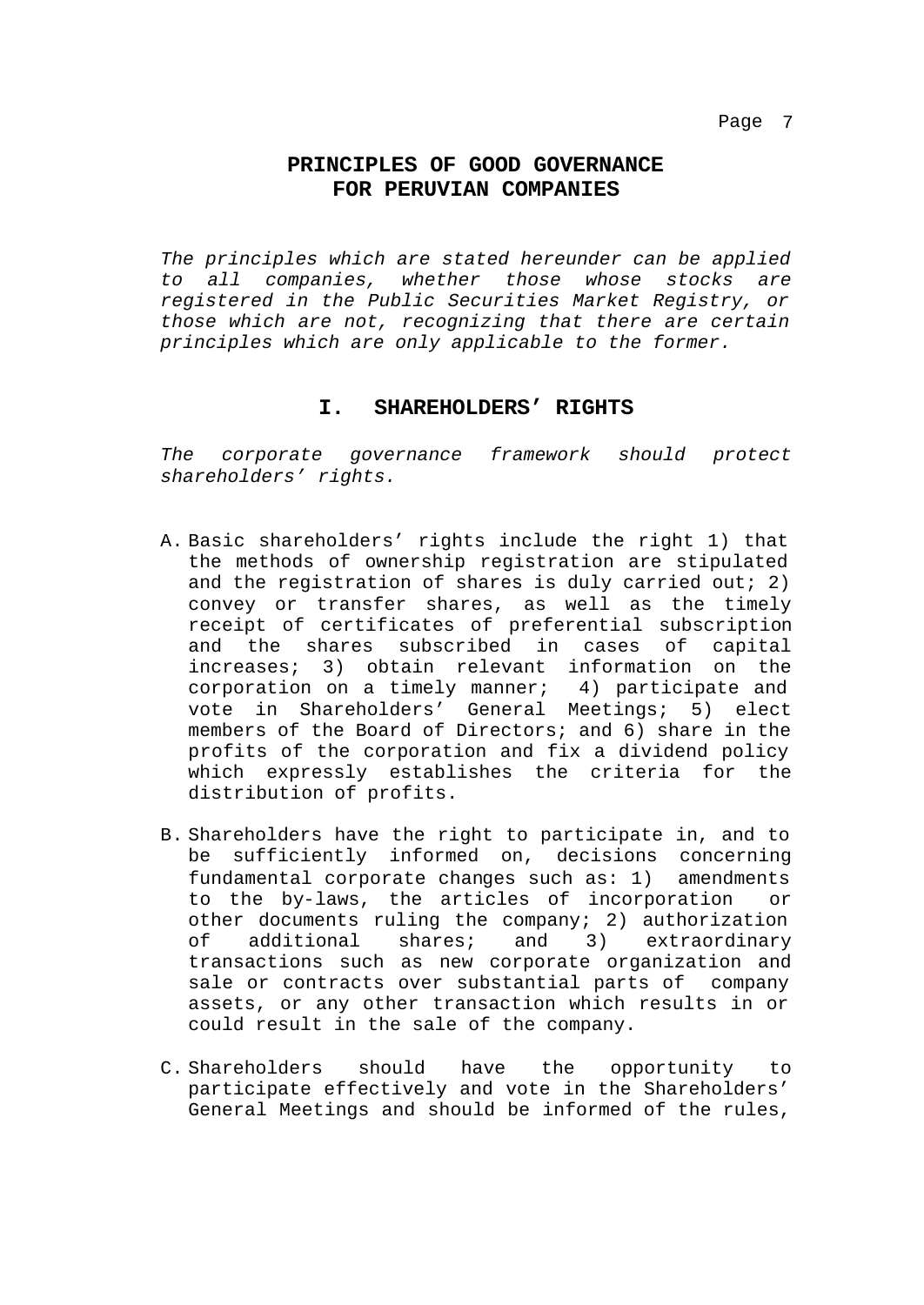# PRINCIPLES OF GOOD GOVERNANCE FOR PERUVIAN COMPANIES

*The principles which are stated hereunder can be applied to all companies, whether those whose stocks are registered in the Public Securities Market Registry, or those which are not, recognizing that there are certain principles which are only applicable to the former.*

## I. SHAREHOLDERS' RIGHTS

*The corporate governance framework should protect shareholders' rights.*

A. Basic shareholders' rights include the right 1) that the methods of ownership registration are stipulated and the registration of shares is duly carried out; 2) convey or transfer shares, as well as the timely receipt of certificates of preferential subscription and the shares subscribed in cases of capital increases; 3) obtain relevant information on the corporation on a timely manner; 4) participate and vote in Shareholders' General Meetings; 5) elect members of the Board of Directors; and 6) share in the profits of the corporation and fix a dividend policy which expressly establishes the criteria for the distribution of profits.

B. Shareholders have the right to participate in, and to be sufficiently informed on, decisions concerning fundamental corporate changes such as: 1) amendments to the by-laws, the articles of incorporation or other documents ruling the company; 2) authorization of additional shares; and 3) extraordinary transactions such as new corporate organization and sale or contracts over substantial parts of company assets, or any other transaction which results in or could result in the sale of the company.

C. Shareholders should have the opportunity to participate effectively and vote in the Shareholders' General Meetings and should be informed of the rules,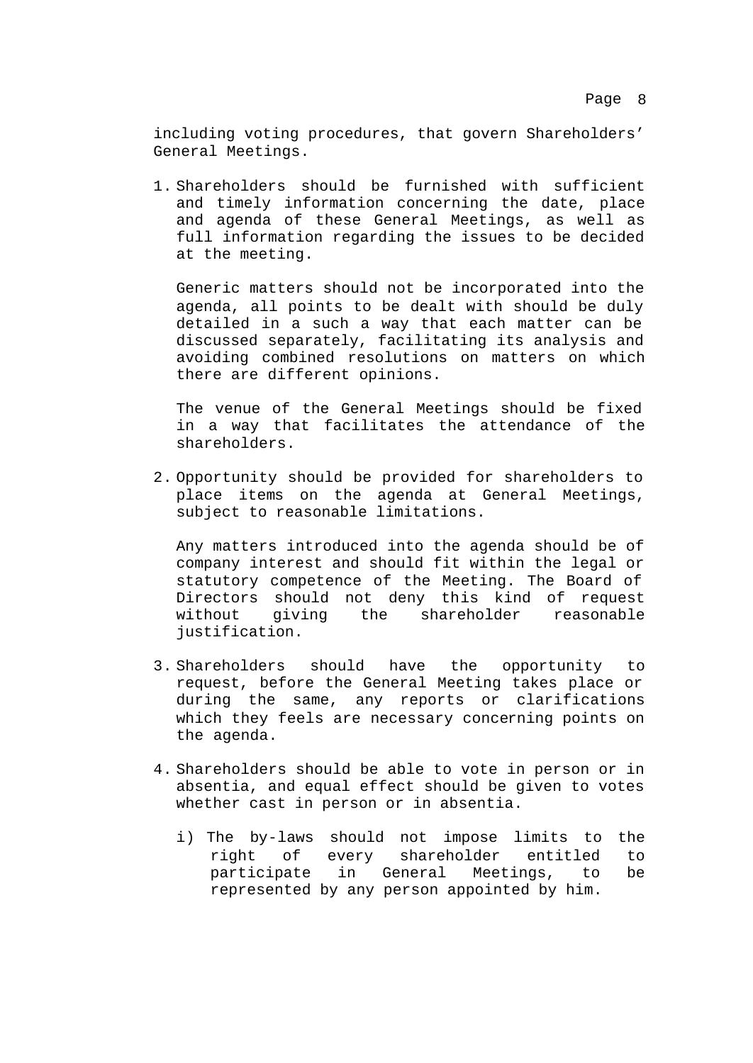including voting procedures, that govern Shareholders' General Meetings.

1. Shareholders should be furnished with sufficient and timely information concerning the date, place and agenda of these General Meetings, as well as full information regarding the issues to be decided at the meeting.

   Generic matters should not be incorporated into the agenda, all points to be dealt with should be duly detailed in a such a way that each matter can be discussed separately, facilitating its analysis and avoiding combined resolutions on matters on which there are different opinions.

   The venue of the General Meetings should be fixed in a way that facilitates the attendance of the shareholders.

2. Opportunity should be provided for shareholders to place items on the agenda at General Meetings, subject to reasonable limitations.

   Any matters introduced into the agenda should be of company interest and should fit within the legal or statutory competence of the Meeting. The Board of Directors should not deny this kind of request without giving the shareholder reasonable justification.

3. Shareholders should have the opportunity to request, before the General Meeting takes place or during the same, any reports or clarifications which they feels are necessary concerning points on the agenda.

4. Shareholders should be able to vote in person or in absentia, and equal effect should be given to votes whether cast in person or in absentia.

   i) The by-laws should not impose limits to the right of every shareholder entitled to participate in General Meetings, to be represented by any person appointed by him.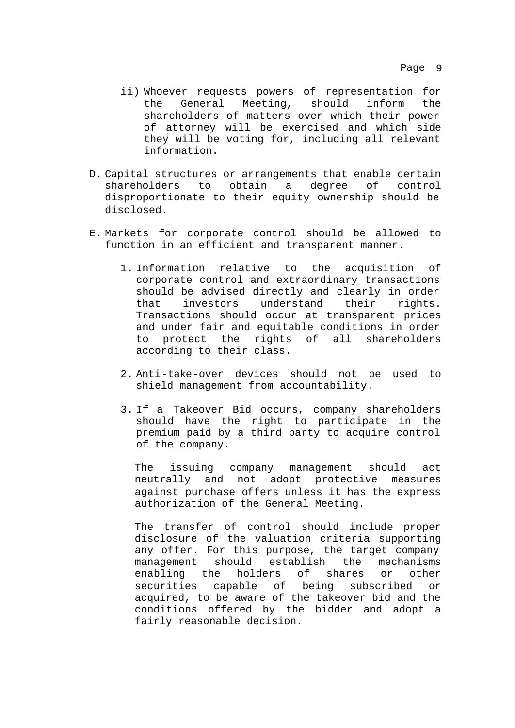ii) Whoever requests powers of representation for the General Meeting, should inform the shareholders of matters over which their power of attorney will be exercised and which side they will be voting for, including all relevant information.

D. Capital structures or arrangements that enable certain shareholders to obtain a degree of control disproportionate to their equity ownership should be disclosed.

E. Markets for corporate control should be allowed to function in an efficient and transparent manner.

   1. Information relative to the acquisition of corporate control and extraordinary transactions should be advised directly and clearly in order that investors understand their rights. Transactions should occur at transparent prices and under fair and equitable conditions in order to protect the rights of all shareholders according to their class.

   2. Anti-take-over devices should not be used to shield management from accountability.

   3. If a Takeover Bid occurs, company shareholders should have the right to participate in the premium paid by a third party to acquire control of the company.

      The issuing company management should act neutrally and not adopt protective measures against purchase offers unless it has the express authorization of the General Meeting.

      The transfer of control should include proper disclosure of the valuation criteria supporting any offer. For this purpose, the target company management should establish the mechanisms enabling the holders of shares or other securities capable of being subscribed or acquired, to be aware of the takeover bid and the conditions offered by the bidder and adopt a fairly reasonable decision.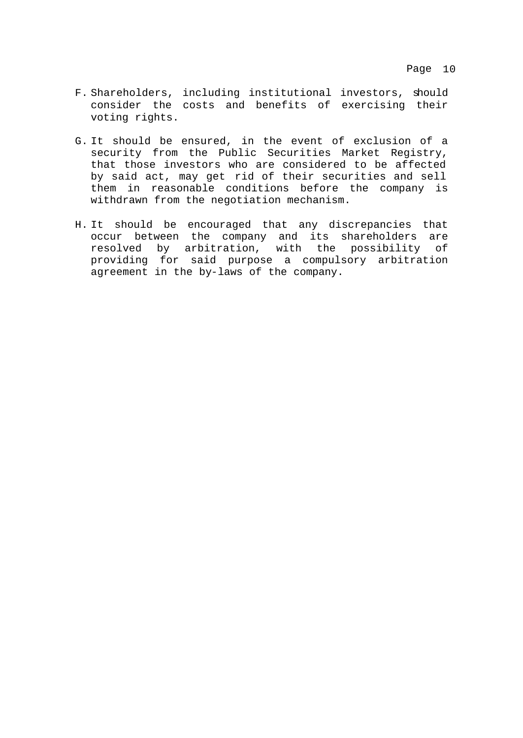F. Shareholders, including institutional investors, should consider the costs and benefits of exercising their voting rights.

G. It should be ensured, in the event of exclusion of a security from the Public Securities Market Registry, that those investors who are considered to be affected by said act, may get rid of their securities and sell them in reasonable conditions before the company is withdrawn from the negotiation mechanism.

H. It should be encouraged that any discrepancies that occur between the company and its shareholders are resolved by arbitration, with the possibility of providing for said purpose a compulsory arbitration agreement in the by-laws of the company.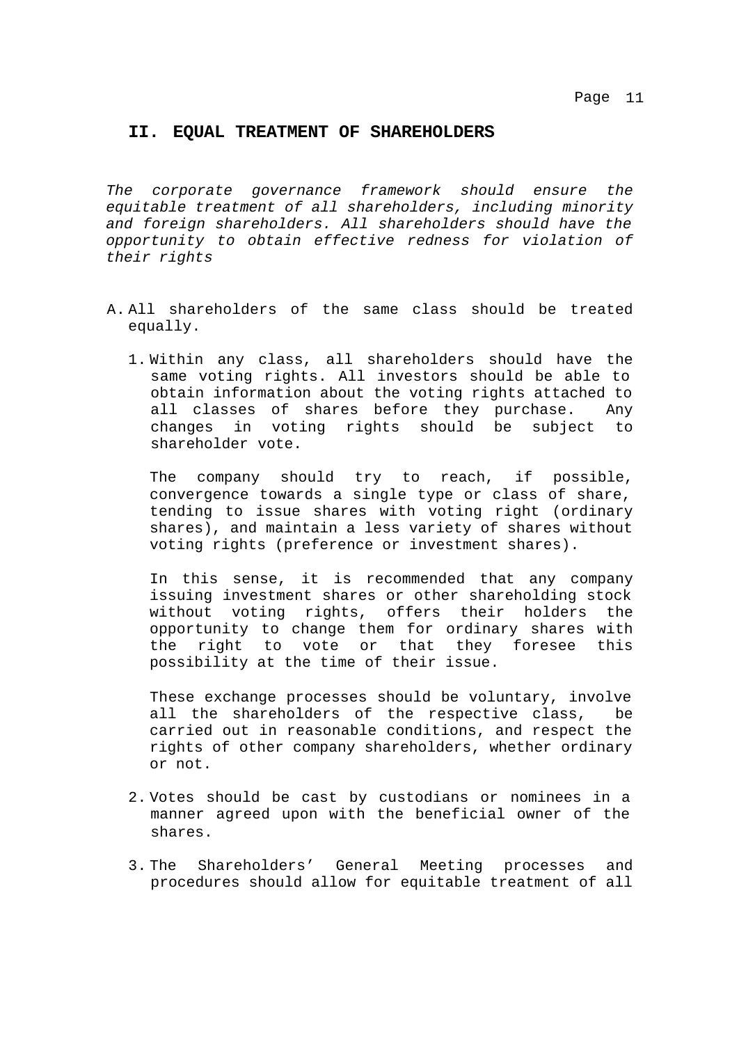## II. EQUAL TREATMENT OF SHAREHOLDERS

*The corporate governance framework should ensure the equitable treatment of all shareholders, including minority and foreign shareholders. All shareholders should have the opportunity to obtain effective redness for violation of their rights*

A. All shareholders of the same class should be treated equally.

   1. Within any class, all shareholders should have the same voting rights. All investors should be able to obtain information about the voting rights attached to all classes of shares before they purchase. Any changes in voting rights should be subject to shareholder vote.

      The company should try to reach, if possible, convergence towards a single type or class of share, tending to issue shares with voting right (ordinary shares), and maintain a less variety of shares without voting rights (preference or investment shares).

      In this sense, it is recommended that any company issuing investment shares or other shareholding stock without voting rights, offers their holders the opportunity to change them for ordinary shares with the right to vote or that they foresee this possibility at the time of their issue.

      These exchange processes should be voluntary, involve all the shareholders of the respective class, be carried out in reasonable conditions, and respect the rights of other company shareholders, whether ordinary or not.

   2. Votes should be cast by custodians or nominees in a manner agreed upon with the beneficial owner of the shares.

   3. The Shareholders' General Meeting processes and procedures should allow for equitable treatment of all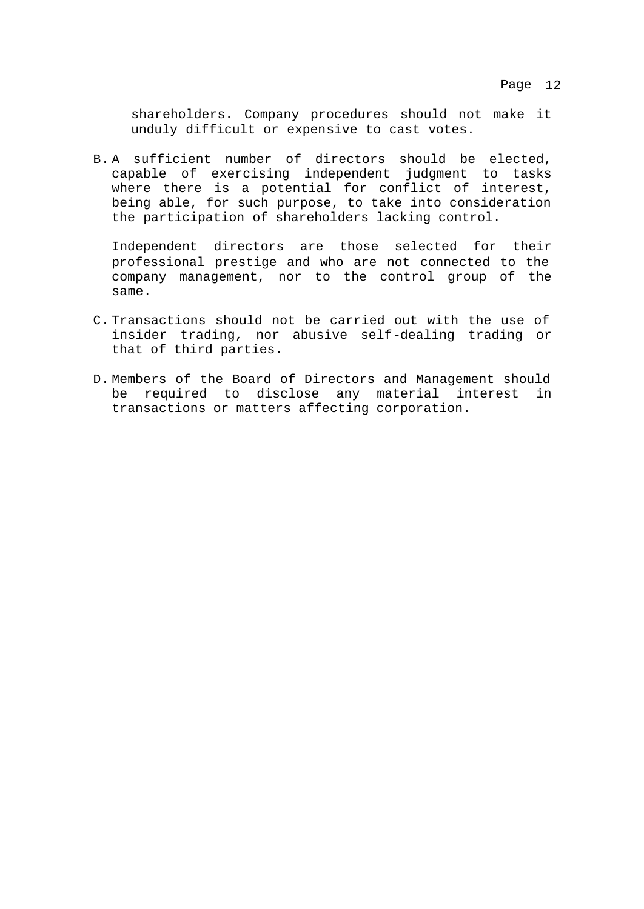shareholders. Company procedures should not make it unduly difficult or expensive to cast votes.

B. A sufficient number of directors should be elected, capable of exercising independent judgment to tasks where there is a potential for conflict of interest, being able, for such purpose, to take into consideration the participation of shareholders lacking control.

   Independent directors are those selected for their professional prestige and who are not connected to the company management, nor to the control group of the same.

C. Transactions should not be carried out with the use of insider trading, nor abusive self-dealing trading or that of third parties.

D. Members of the Board of Directors and Management should be required to disclose any material interest in transactions or matters affecting corporation.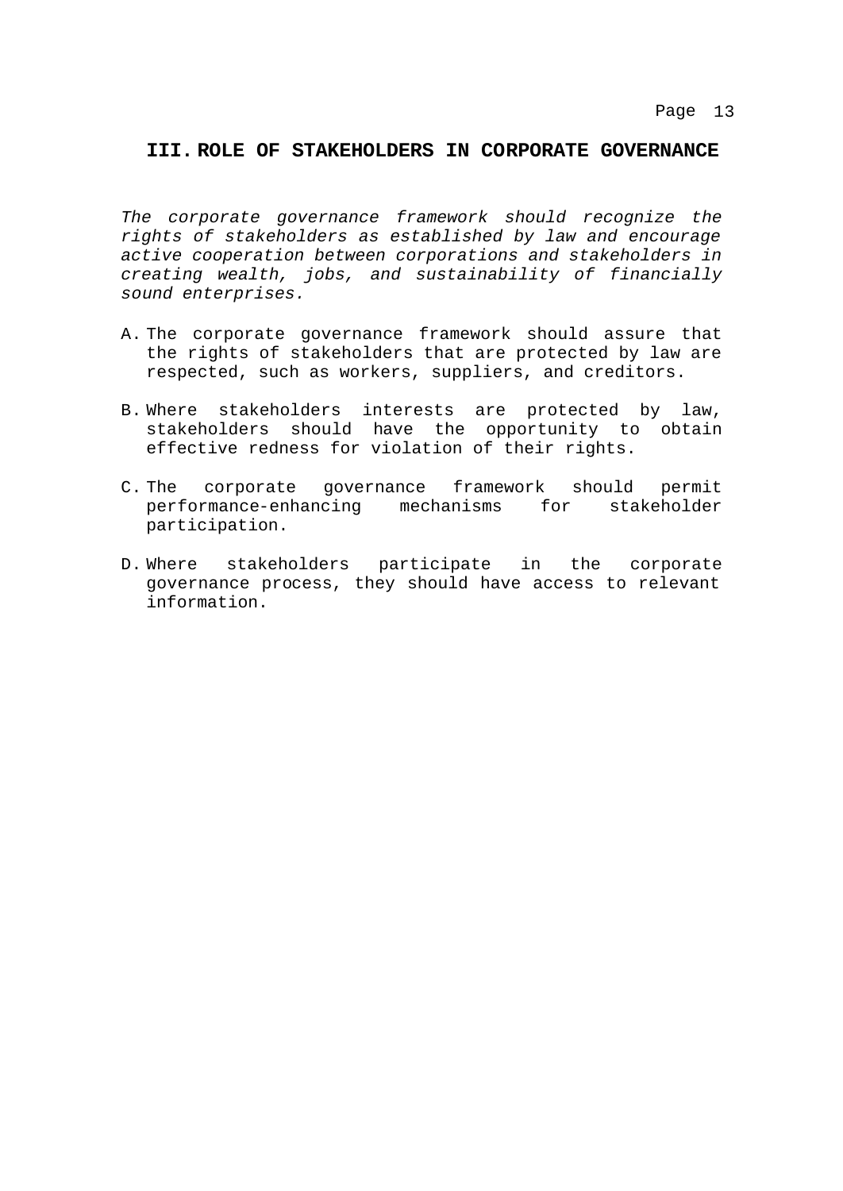## III. ROLE OF STAKEHOLDERS IN CORPORATE GOVERNANCE

*The corporate governance framework should recognize the rights of stakeholders as established by law and encourage active cooperation between corporations and stakeholders in creating wealth, jobs, and sustainability of financially sound enterprises.*

A. The corporate governance framework should assure that the rights of stakeholders that are protected by law are respected, such as workers, suppliers, and creditors.

B. Where stakeholders interests are protected by law, stakeholders should have the opportunity to obtain effective redness for violation of their rights.

C. The corporate governance framework should permit performance-enhancing mechanisms for stakeholder participation.

D. Where stakeholders participate in the corporate governance process, they should have access to relevant information.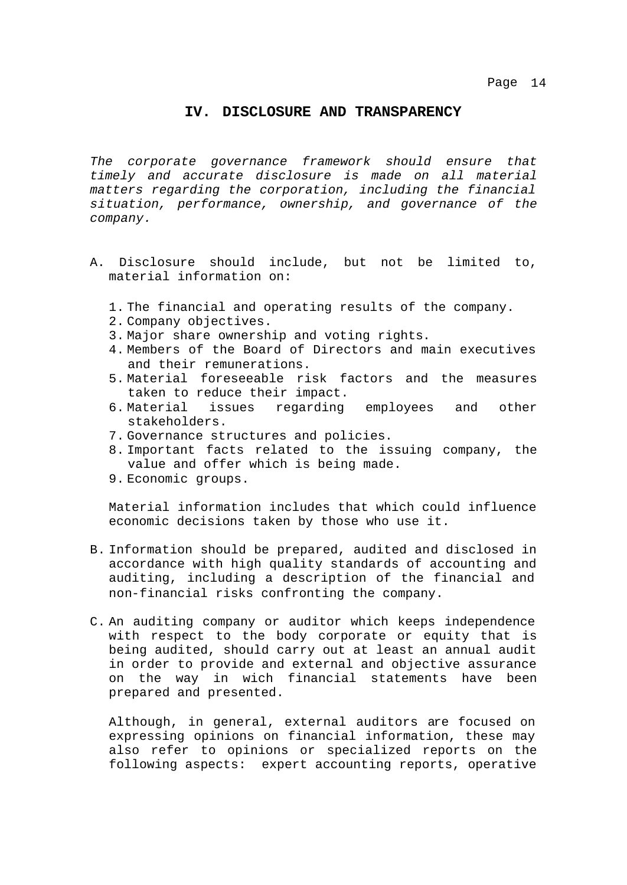## IV. DISCLOSURE AND TRANSPARENCY

*The corporate governance framework should ensure that timely and accurate disclosure is made on all material matters regarding the corporation, including the financial situation, performance, ownership, and governance of the company.*

A. Disclosure should include, but not be limited to, material information on:

1. The financial and operating results of the company.
2. Company objectives.
3. Major share ownership and voting rights.
4. Members of the Board of Directors and main executives and their remunerations.
5. Material foreseeable risk factors and the measures taken to reduce their impact.
6. Material issues regarding employees and other stakeholders.
7. Governance structures and policies.
8. Important facts related to the issuing company, the value and offer which is being made.
9. Economic groups.

Material information includes that which could influence economic decisions taken by those who use it.

B. Information should be prepared, audited and disclosed in accordance with high quality standards of accounting and auditing, including a description of the financial and non-financial risks confronting the company.

C. An auditing company or auditor which keeps independence with respect to the body corporate or equity that is being audited, should carry out at least an annual audit in order to provide and external and objective assurance on the way in wich financial statements have been prepared and presented.

Although, in general, external auditors are focused on expressing opinions on financial information, these may also refer to opinions or specialized reports on the following aspects: expert accounting reports, operative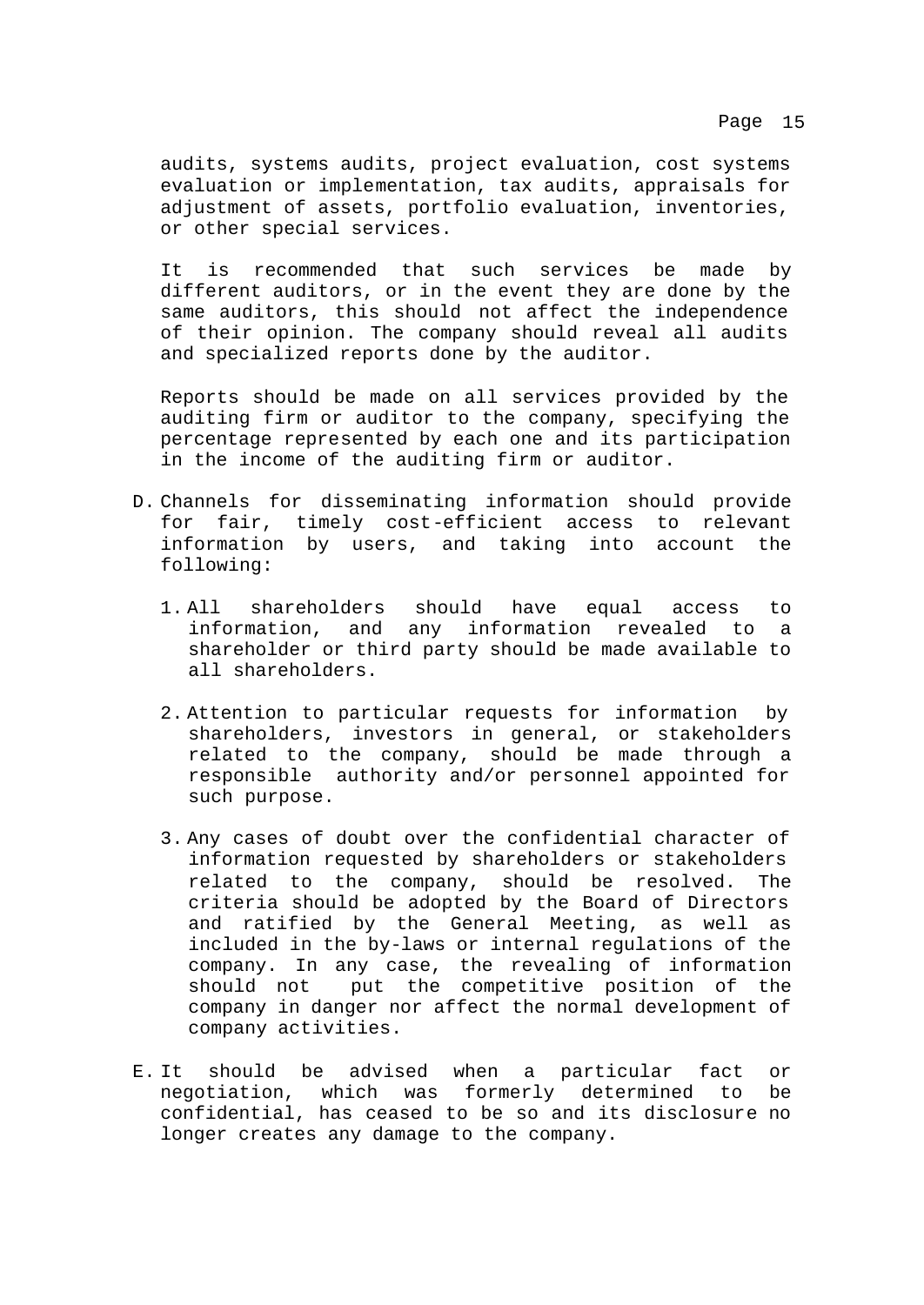audits, systems audits, project evaluation, cost systems evaluation or implementation, tax audits, appraisals for adjustment of assets, portfolio evaluation, inventories, or other special services.

It is recommended that such services be made by different auditors, or in the event they are done by the same auditors, this should not affect the independence of their opinion. The company should reveal all audits and specialized reports done by the auditor.

Reports should be made on all services provided by the auditing firm or auditor to the company, specifying the percentage represented by each one and its participation in the income of the auditing firm or auditor.

D. Channels for disseminating information should provide for fair, timely cost-efficient access to relevant information by users, and taking into account the following:

   1. All shareholders should have equal access to information, and any information revealed to a shareholder or third party should be made available to all shareholders.

   2. Attention to particular requests for information by shareholders, investors in general, or stakeholders related to the company, should be made through a responsible authority and/or personnel appointed for such purpose.

   3. Any cases of doubt over the confidential character of information requested by shareholders or stakeholders related to the company, should be resolved. The criteria should be adopted by the Board of Directors and ratified by the General Meeting, as well as included in the by-laws or internal regulations of the company. In any case, the revealing of information should not put the competitive position of the company in danger nor affect the normal development of company activities.

E. It should be advised when a particular fact or negotiation, which was formerly determined to be confidential, has ceased to be so and its disclosure no longer creates any damage to the company.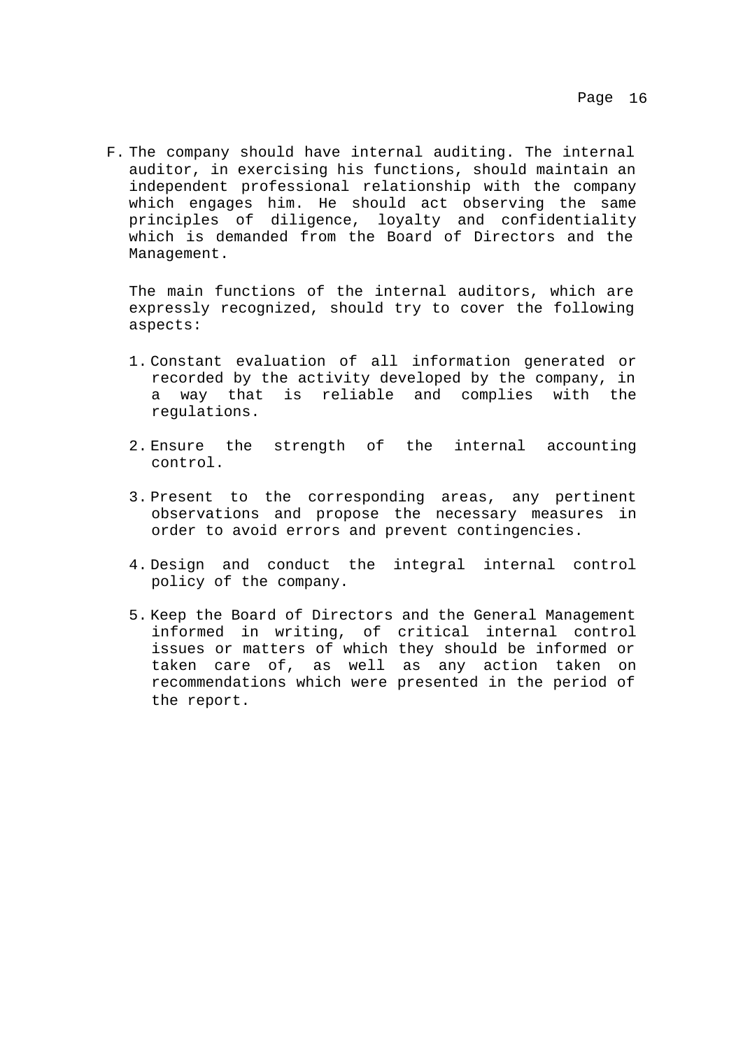F. The company should have internal auditing. The internal auditor, in exercising his functions, should maintain an independent professional relationship with the company which engages him. He should act observing the same principles of diligence, loyalty and confidentiality which is demanded from the Board of Directors and the Management.

   The main functions of the internal auditors, which are expressly recognized, should try to cover the following aspects:

   1. Constant evaluation of all information generated or recorded by the activity developed by the company, in a way that is reliable and complies with the regulations.

   2. Ensure the strength of the internal accounting control.

   3. Present to the corresponding areas, any pertinent observations and propose the necessary measures in order to avoid errors and prevent contingencies.

   4. Design and conduct the integral internal control policy of the company.

   5. Keep the Board of Directors and the General Management informed in writing, of critical internal control issues or matters of which they should be informed or taken care of, as well as any action taken on recommendations which were presented in the period of the report.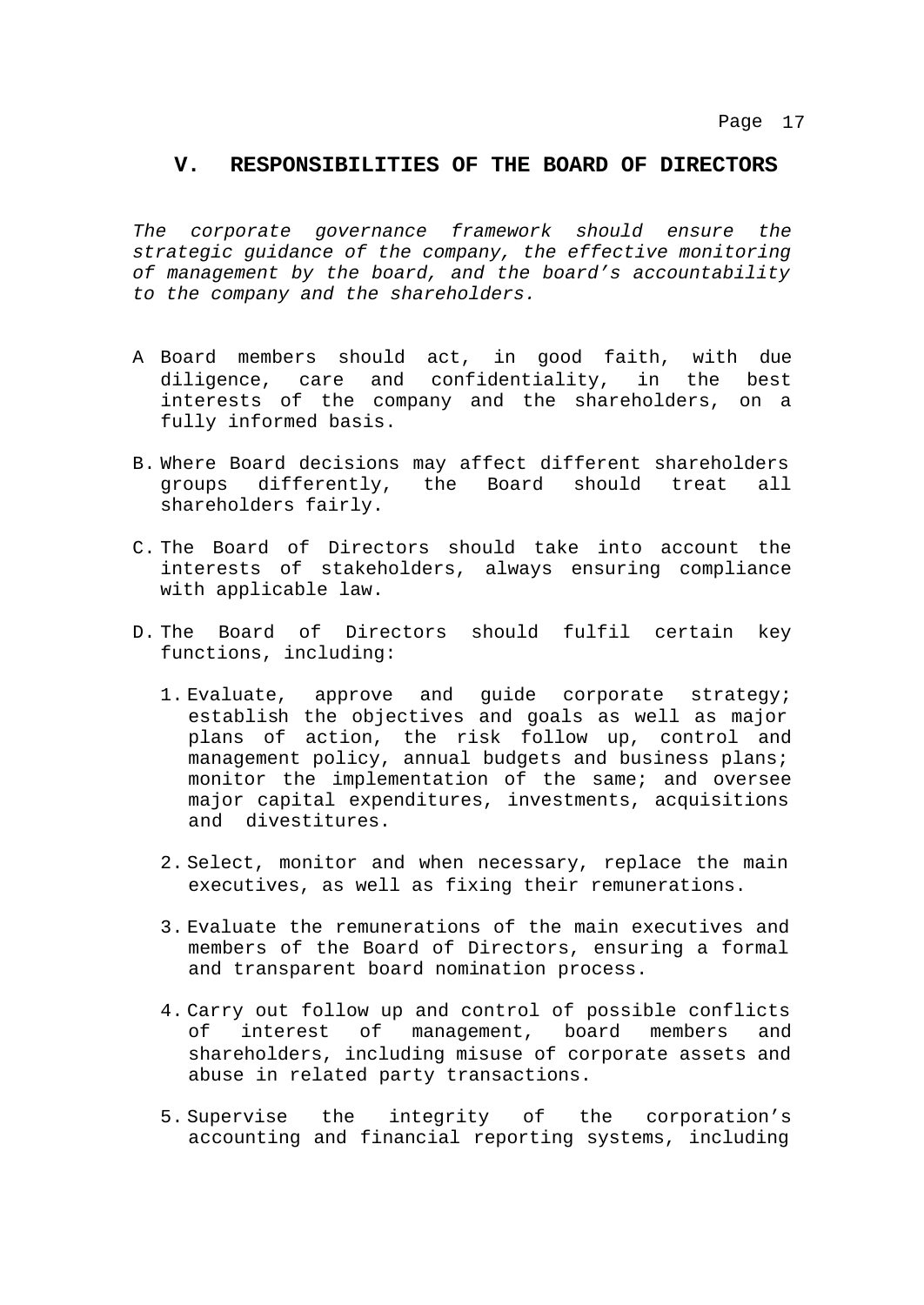## V. RESPONSIBILITIES OF THE BOARD OF DIRECTORS

*The corporate governance framework should ensure the strategic guidance of the company, the effective monitoring of management by the board, and the board's accountability to the company and the shareholders.*

A Board members should act, in good faith, with due diligence, care and confidentiality, in the best interests of the company and the shareholders, on a fully informed basis.

B. Where Board decisions may affect different shareholders groups differently, the Board should treat all shareholders fairly.

C. The Board of Directors should take into account the interests of stakeholders, always ensuring compliance with applicable law.

D. The Board of Directors should fulfil certain key functions, including:

1. Evaluate, approve and guide corporate strategy; establish the objectives and goals as well as major plans of action, the risk follow up, control and management policy, annual budgets and business plans; monitor the implementation of the same; and oversee major capital expenditures, investments, acquisitions and divestitures.

2. Select, monitor and when necessary, replace the main executives, as well as fixing their remunerations.

3. Evaluate the remunerations of the main executives and members of the Board of Directors, ensuring a formal and transparent board nomination process.

4. Carry out follow up and control of possible conflicts of interest of management, board members and shareholders, including misuse of corporate assets and abuse in related party transactions.

5. Supervise the integrity of the corporation's accounting and financial reporting systems, including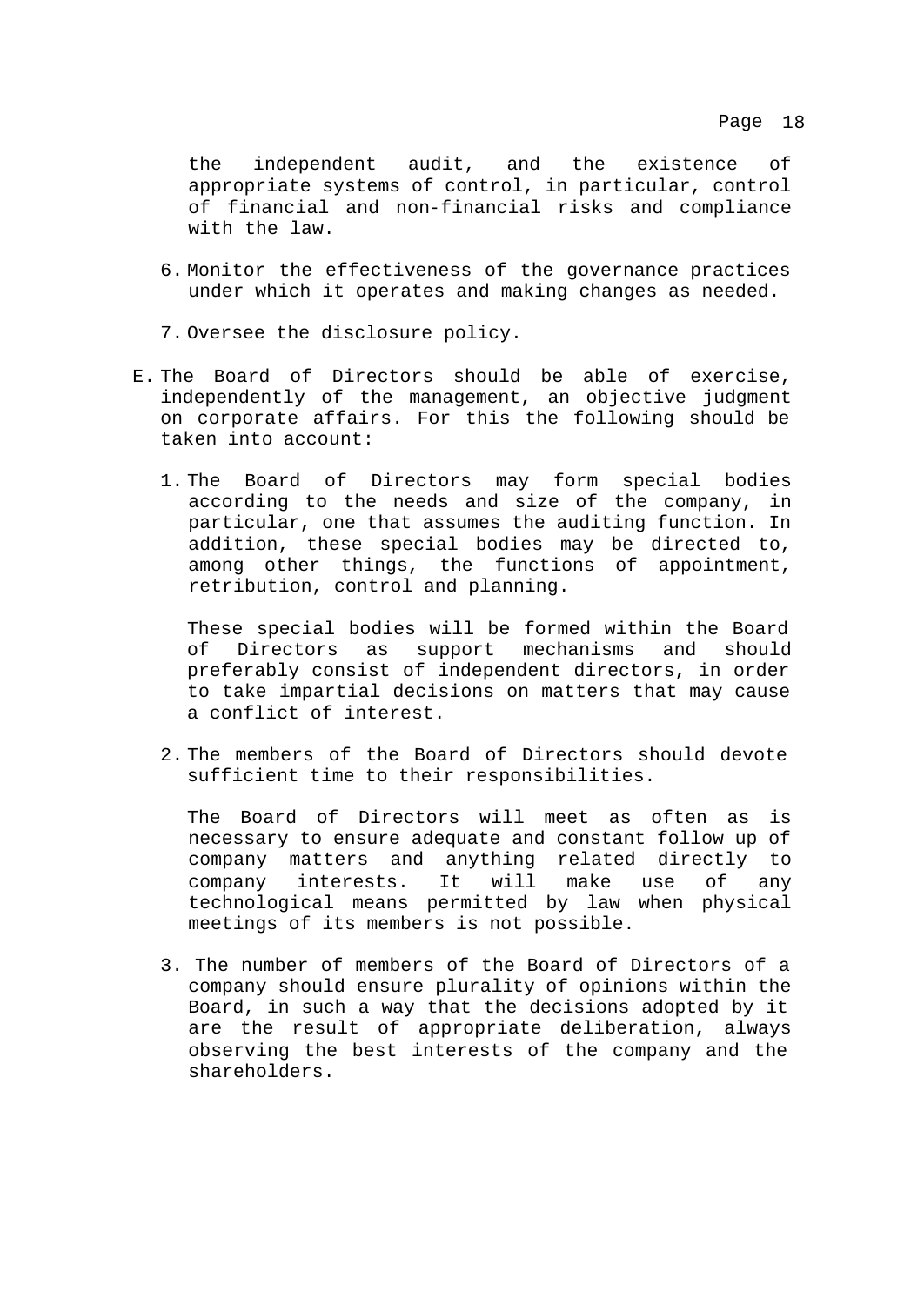the independent audit, and the existence of appropriate systems of control, in particular, control of financial and non-financial risks and compliance with the law.

6. Monitor the effectiveness of the governance practices under which it operates and making changes as needed.

7. Oversee the disclosure policy.

E. The Board of Directors should be able of exercise, independently of the management, an objective judgment on corporate affairs. For this the following should be taken into account:

   1. The Board of Directors may form special bodies according to the needs and size of the company, in particular, one that assumes the auditing function. In addition, these special bodies may be directed to, among other things, the functions of appointment, retribution, control and planning.

      These special bodies will be formed within the Board of Directors as support mechanisms and should preferably consist of independent directors, in order to take impartial decisions on matters that may cause a conflict of interest.

   2. The members of the Board of Directors should devote sufficient time to their responsibilities.

      The Board of Directors will meet as often as is necessary to ensure adequate and constant follow up of company matters and anything related directly to company interests. It will make use of any technological means permitted by law when physical meetings of its members is not possible.

   3. The number of members of the Board of Directors of a company should ensure plurality of opinions within the Board, in such a way that the decisions adopted by it are the result of appropriate deliberation, always observing the best interests of the company and the shareholders.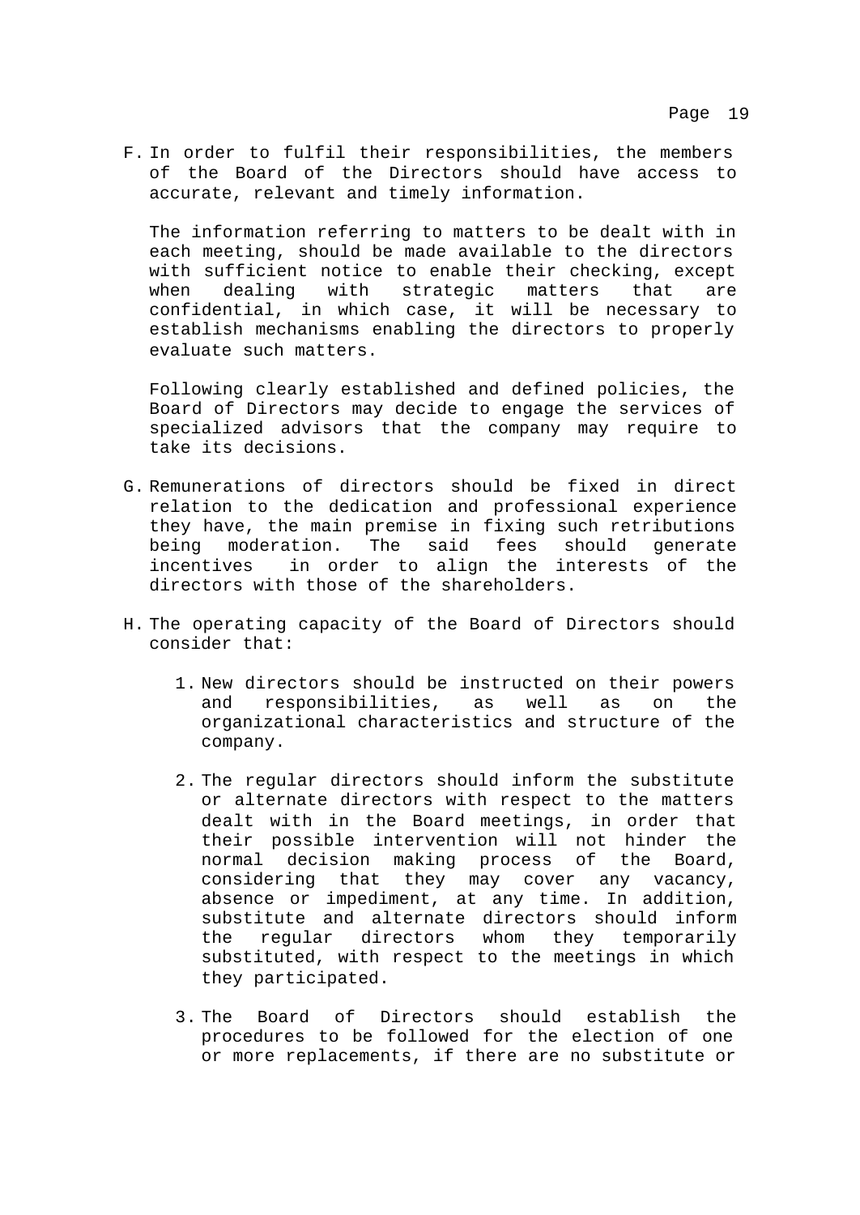F. In order to fulfil their responsibilities, the members of the Board of the Directors should have access to accurate, relevant and timely information.

   The information referring to matters to be dealt with in each meeting, should be made available to the directors with sufficient notice to enable their checking, except when dealing with strategic matters that are confidential, in which case, it will be necessary to establish mechanisms enabling the directors to properly evaluate such matters.

   Following clearly established and defined policies, the Board of Directors may decide to engage the services of specialized advisors that the company may require to take its decisions.

G. Remunerations of directors should be fixed in direct relation to the dedication and professional experience they have, the main premise in fixing such retributions being moderation. The said fees should generate incentives in order to align the interests of the directors with those of the shareholders.

H. The operating capacity of the Board of Directors should consider that:

   1. New directors should be instructed on their powers and responsibilities, as well as on the organizational characteristics and structure of the company.

   2. The regular directors should inform the substitute or alternate directors with respect to the matters dealt with in the Board meetings, in order that their possible intervention will not hinder the normal decision making process of the Board, considering that they may cover any vacancy, absence or impediment, at any time. In addition, substitute and alternate directors should inform the regular directors whom they temporarily substituted, with respect to the meetings in which they participated.

   3. The Board of Directors should establish the procedures to be followed for the election of one or more replacements, if there are no substitute or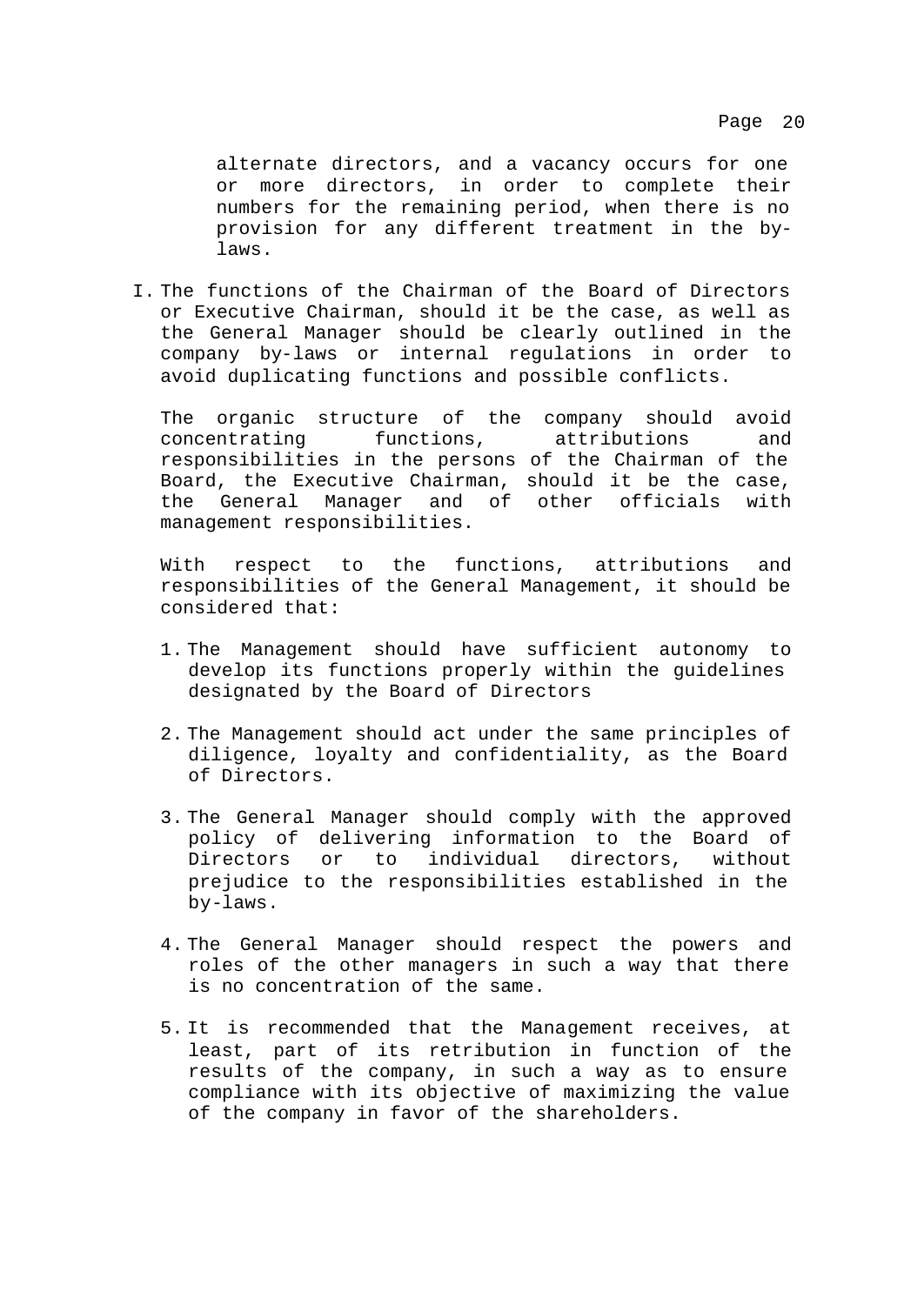alternate directors, and a vacancy occurs for one or more directors, in order to complete their numbers for the remaining period, when there is no provision for any different treatment in the by-laws.

I. The functions of the Chairman of the Board of Directors or Executive Chairman, should it be the case, as well as the General Manager should be clearly outlined in the company by-laws or internal regulations in order to avoid duplicating functions and possible conflicts.

   The organic structure of the company should avoid concentrating functions, attributions and responsibilities in the persons of the Chairman of the Board, the Executive Chairman, should it be the case, the General Manager and of other officials with management responsibilities.

   With respect to the functions, attributions and responsibilities of the General Management, it should be considered that:

   1. The Management should have sufficient autonomy to develop its functions properly within the guidelines designated by the Board of Directors

   2. The Management should act under the same principles of diligence, loyalty and confidentiality, as the Board of Directors.

   3. The General Manager should comply with the approved policy of delivering information to the Board of Directors or to individual directors, without prejudice to the responsibilities established in the by-laws.

   4. The General Manager should respect the powers and roles of the other managers in such a way that there is no concentration of the same.

   5. It is recommended that the Management receives, at least, part of its retribution in function of the results of the company, in such a way as to ensure compliance with its objective of maximizing the value of the company in favor of the shareholders.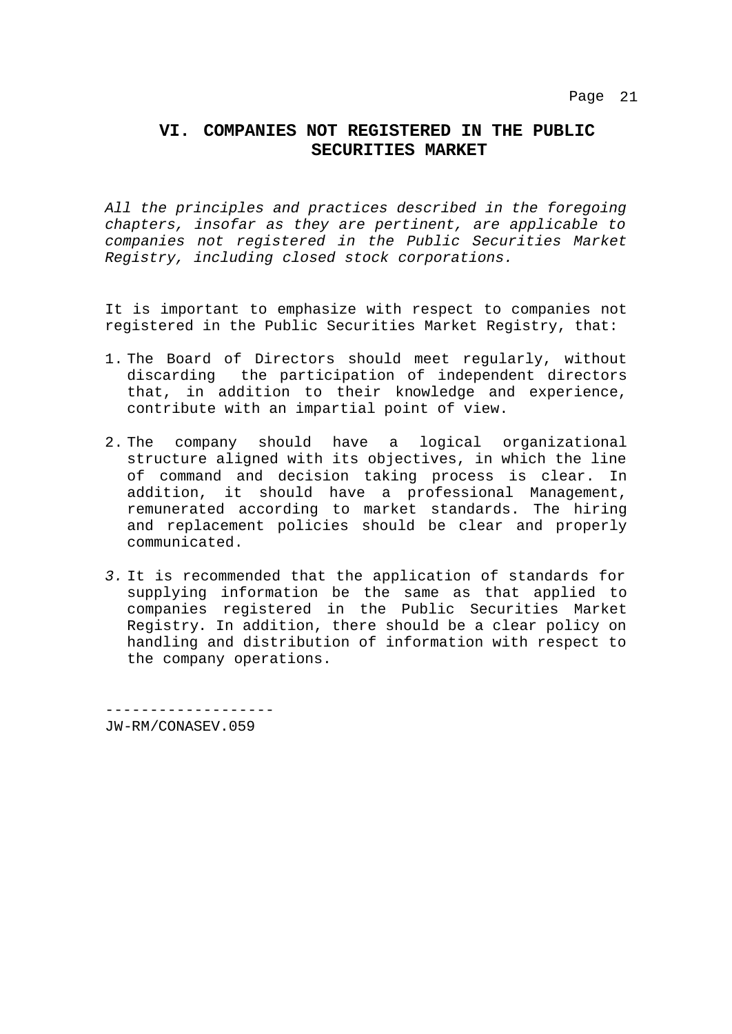## VI. COMPANIES NOT REGISTERED IN THE PUBLIC SECURITIES MARKET

*All the principles and practices described in the foregoing chapters, insofar as they are pertinent, are applicable to companies not registered in the Public Securities Market Registry, including closed stock corporations.*

It is important to emphasize with respect to companies not registered in the Public Securities Market Registry, that:

1. The Board of Directors should meet regularly, without discarding the participation of independent directors that, in addition to their knowledge and experience, contribute with an impartial point of view.

2. The company should have a logical organizational structure aligned with its objectives, in which the line of command and decision taking process is clear. In addition, it should have a professional Management, remunerated according to market standards. The hiring and replacement policies should be clear and properly communicated.

3. It is recommended that the application of standards for supplying information be the same as that applied to companies registered in the Public Securities Market Registry. In addition, there should be a clear policy on handling and distribution of information with respect to the company operations.

-------------------
JW-RM/CONASEV.059